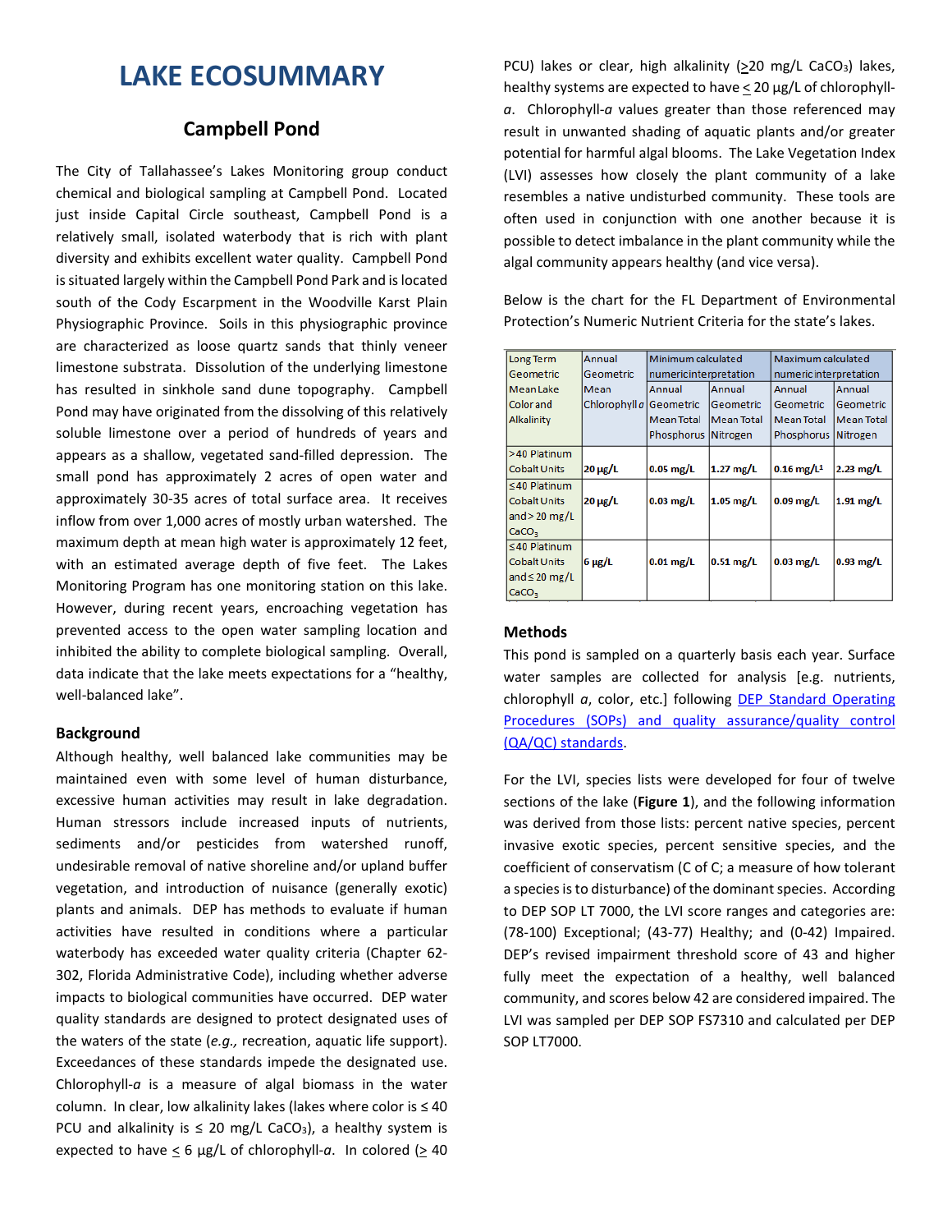# LAKE ECOSUMMARY

## Campbell Pond

The City of Tallahassee's Lakes Monitoring group conduct chemical and biological sampling at Campbell Pond. Located just inside Capital Circle southeast, Campbell Pond is a relatively small, isolated waterbody that is rich with plant diversity and exhibits excellent water quality. Campbell Pond is situated largely within the Campbell Pond Park and is located south of the Cody Escarpment in the Woodville Karst Plain Physiographic Province. Soils in this physiographic province are characterized as loose quartz sands that thinly veneer limestone substrata. Dissolution of the underlying limestone has resulted in sinkhole sand dune topography. Campbell Pond may have originated from the dissolving of this relatively soluble limestone over a period of hundreds of years and appears as a shallow, vegetated sand-filled depression. The small pond has approximately 2 acres of open water and approximately 30-35 acres of total surface area. It receives inflow from over 1,000 acres of mostly urban watershed. The maximum depth at mean high water is approximately 12 feet, with an estimated average depth of five feet. The Lakes Monitoring Program has one monitoring station on this lake. However, during recent years, encroaching vegetation has prevented access to the open water sampling location and inhibited the ability to complete biological sampling. Overall, data indicate that the lake meets expectations for a "healthy, well-balanced lake".

### Background

Although healthy, well balanced lake communities may be maintained even with some level of human disturbance, excessive human activities may result in lake degradation. Human stressors include increased inputs of nutrients, sediments and/or pesticides from watershed runoff, undesirable removal of native shoreline and/or upland buffer vegetation, and introduction of nuisance (generally exotic) plants and animals. DEP has methods to evaluate if human activities have resulted in conditions where a particular waterbody has exceeded water quality criteria (Chapter 62-302, Florida Administrative Code), including whether adverse impacts to biological communities have occurred. DEP water quality standards are designed to protect designated uses of the waters of the state (*e.g.,* recreation, aquatic life support). Exceedances of these standards impede the designated use. Chlorophyll-*a* is a measure of algal biomass in the water column. In clear, low alkalinity lakes (lakes where color is ≤ 40 PCU and alkalinity is ≤ 20 mg/L $CaCO_3$), a healthy system is expected to have ≤ 6 µg/L of chlorophyll-*a*. In colored (≥ 40 PCU) lakes or clear, high alkalinity (≥20 mg/L $CaCO_3$) lakes, healthy systems are expected to have ≤ 20 µg/L of chlorophyll-*a*. Chlorophyll-*a* values greater than those referenced may result in unwanted shading of aquatic plants and/or greater potential for harmful algal blooms. The Lake Vegetation Index (LVI) assesses how closely the plant community of a lake resembles a native undisturbed community. These tools are often used in conjunction with one another because it is possible to detect imbalance in the plant community while the algal community appears healthy (and vice versa).

Below is the chart for the FL Department of Environmental Protection's Numeric Nutrient Criteria for the state's lakes.

| Long Term Geometric Mean Lake Color and Alkalinity | Annual Geometric Mean Chlorophyll *a* | Minimum calculated numeric interpretation | | Maximum calculated numeric interpretation | |
|---|---|---|---|---|---|
| | | Annual Geometric Mean Total Phosphorus | Annual Geometric Mean Total Nitrogen | Annual Geometric Mean Total Phosphorus | Annual Geometric Mean Total Nitrogen |
| >40 Platinum Cobalt Units | **20 µg/L** | **0.05 mg/L** | **1.27 mg/L** | **0.16 mg/L[1]** | **2.23 mg/L** |
| ≤40 Platinum Cobalt Units and > 20 mg/L $CaCO_3$ | **20 µg/L** | **0.03 mg/L** | **1.05 mg/L** | **0.09 mg/L** | **1.91 mg/L** |
| ≤40 Platinum Cobalt Units and ≤ 20 mg/L $CaCO_3$ | **6 µg/L** | **0.01 mg/L** | **0.51 mg/L** | **0.03 mg/L** | **0.93 mg/L** |

### Methods

This pond is sampled on a quarterly basis each year. Surface water samples are collected for analysis [e.g. nutrients, chlorophyll *a*, color, etc.] following DEP Standard Operating Procedures (SOPs) and quality assurance/quality control (QA/QC) standards.

For the LVI, species lists were developed for four of twelve sections of the lake (**Figure 1**), and the following information was derived from those lists: percent native species, percent invasive exotic species, percent sensitive species, and the coefficient of conservatism (C of C; a measure of how tolerant a species is to disturbance) of the dominant species. According to DEP SOP LT 7000, the LVI score ranges and categories are: (78-100) Exceptional; (43-77) Healthy; and (0-42) Impaired. DEP's revised impairment threshold score of 43 and higher fully meet the expectation of a healthy, well balanced community, and scores below 42 are considered impaired. The LVI was sampled per DEP SOP FS7310 and calculated per DEP SOP LT7000.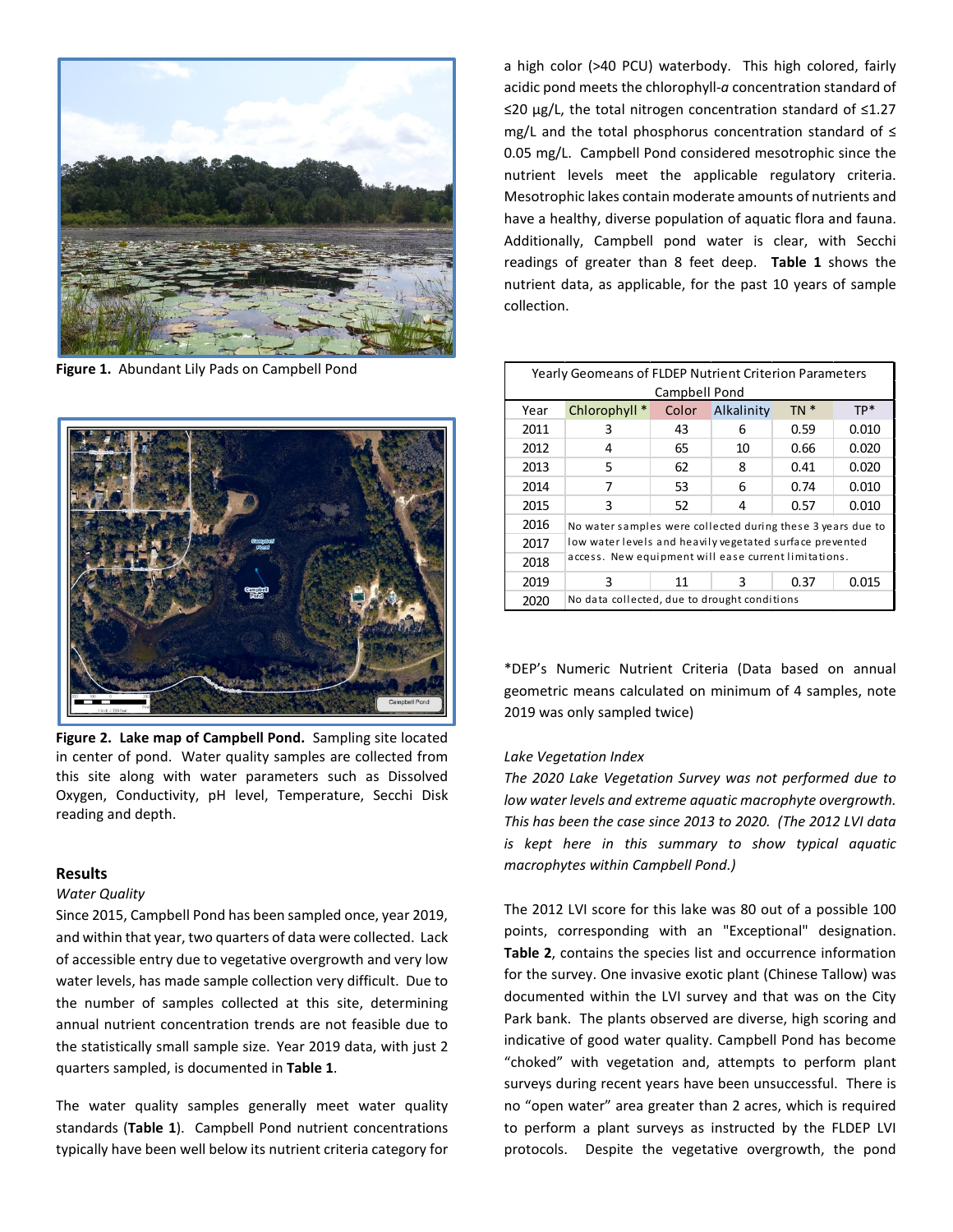**Figure 1.** Abundant Lily Pads on Campbell Pond

**Figure 2. Lake map of Campbell Pond.** Sampling site located in center of pond. Water quality samples are collected from this site along with water parameters such as Dissolved Oxygen, Conductivity, pH level, Temperature, Secchi Disk reading and depth.

## Results

*Water Quality*

Since 2015, Campbell Pond has been sampled once, year 2019, and within that year, two quarters of data were collected. Lack of accessible entry due to vegetative overgrowth and very low water levels, has made sample collection very difficult. Due to the number of samples collected at this site, determining annual nutrient concentration trends are not feasible due to the statistically small sample size. Year 2019 data, with just 2 quarters sampled, is documented in **Table 1**.

The water quality samples generally meet water quality standards (**Table 1**). Campbell Pond nutrient concentrations typically have been well below its nutrient criteria category for a high color (>40 PCU) waterbody. This high colored, fairly acidic pond meets the chlorophyll-*a* concentration standard of ≤20 µg/L, the total nitrogen concentration standard of ≤1.27 mg/L and the total phosphorus concentration standard of ≤ 0.05 mg/L. Campbell Pond considered mesotrophic since the nutrient levels meet the applicable regulatory criteria. Mesotrophic lakes contain moderate amounts of nutrients and have a healthy, diverse population of aquatic flora and fauna. Additionally, Campbell pond water is clear, with Secchi readings of greater than 8 feet deep. **Table 1** shows the nutrient data, as applicable, for the past 10 years of sample collection.

| Yearly Geomeans of FLDEP Nutrient Criterion Parameters Campbell Pond | | | | | |
|---|---|---|---|---|---|
| Year | Chlorophyll * | Color | Alkalinity | TN * | TP* |
| 2011 | 3 | 43 | 6 | 0.59 | 0.010 |
| 2012 | 4 | 65 | 10 | 0.66 | 0.020 |
| 2013 | 5 | 62 | 8 | 0.41 | 0.020 |
| 2014 | 7 | 53 | 6 | 0.74 | 0.010 |
| 2015 | 3 | 52 | 4 | 0.57 | 0.010 |
| 2016 | No water samples were collected during these 3 years due to low water levels and heavily vegetated surface prevented access. New equipment will ease current limitations. | | | | |
| 2017 | | | | | |
| 2018 | | | | | |
| 2019 | 3 | 11 | 3 | 0.37 | 0.015 |
| 2020 | No data collected, due to drought conditions | | | | |

*DEP's Numeric Nutrient Criteria (Data based on annual geometric means calculated on minimum of 4 samples, note 2019 was only sampled twice)

*Lake Vegetation Index*

*The 2020 Lake Vegetation Survey was not performed due to low water levels and extreme aquatic macrophyte overgrowth. This has been the case since 2013 to 2020. (The 2012 LVI data is kept here in this summary to show typical aquatic macrophytes within Campbell Pond.)*

The 2012 LVI score for this lake was 80 out of a possible 100 points, corresponding with an "Exceptional" designation. **Table 2**, contains the species list and occurrence information for the survey. One invasive exotic plant (Chinese Tallow) was documented within the LVI survey and that was on the City Park bank. The plants observed are diverse, high scoring and indicative of good water quality. Campbell Pond has become "choked" with vegetation and, attempts to perform plant surveys during recent years have been unsuccessful. There is no "open water" area greater than 2 acres, which is required to perform a plant surveys as instructed by the FLDEP LVI protocols. Despite the vegetative overgrowth, the pond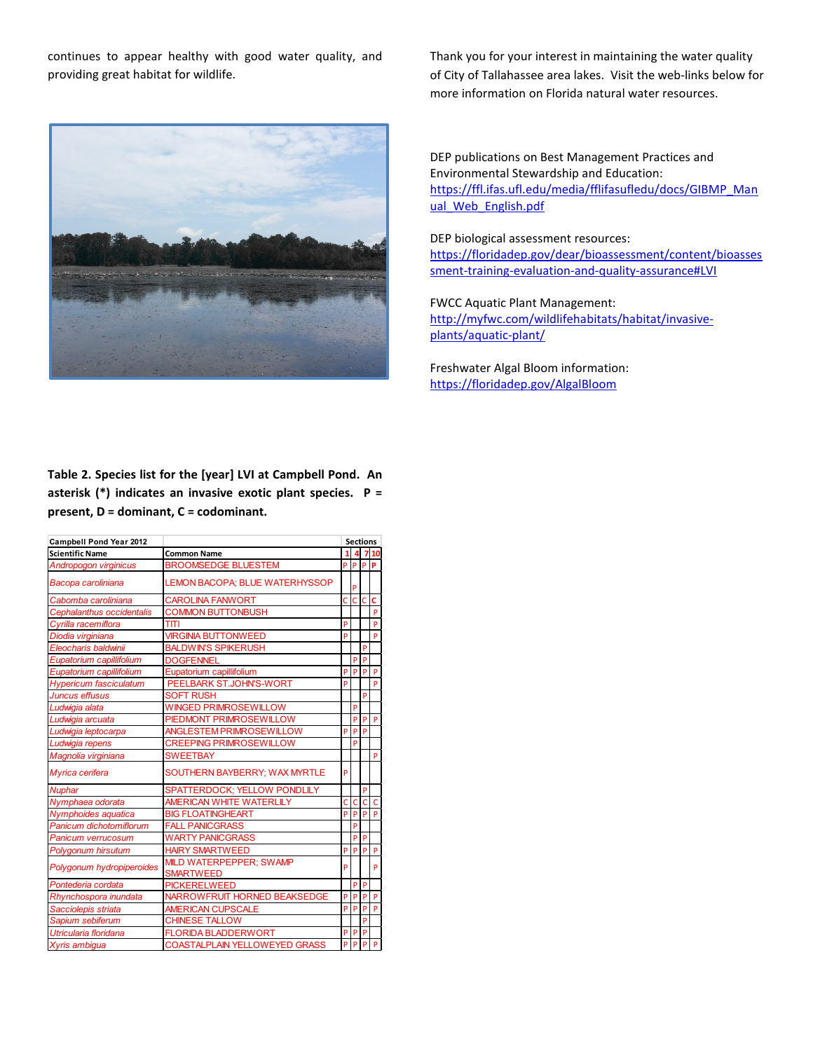continues to appear healthy with good water quality, and providing great habitat for wildlife.

Thank you for your interest in maintaining the water quality of City of Tallahassee area lakes. Visit the web-links below for more information on Florida natural water resources.

DEP publications on Best Management Practices and Environmental Stewardship and Education:
https://ffl.ifas.ufl.edu/media/fflifasufledu/docs/GIBMP_Manual_Web_English.pdf

DEP biological assessment resources:
https://floridadep.gov/dear/bioassessment/content/bioassessment-training-evaluation-and-quality-assurance#LVI

FWCC Aquatic Plant Management:
http://myfwc.com/wildlifehabitats/habitat/invasive-plants/aquatic-plant/

Freshwater Algal Bloom information:
https://floridadep.gov/AlgalBloom

**Table 2. Species list for the [year] LVI at Campbell Pond. An asterisk (*) indicates an invasive exotic plant species. P = present, D = dominant, C = codominant.**

| Campbell Pond Year 2012 | | Sections | | | |
|---|---|---|---|---|---|
| Scientific Name | Common Name | 1 | 4 | 7 | 10 |
| *Andropogon virginicus* | BROOMSEDGE BLUESTEM | P | P | P | P |
| *Bacopa caroliniana* | LEMON BACOPA; BLUE WATERHYSSOP | | P | | |
| *Cabomba caroliniana* | CAROLINA FANWORT | C | C | C | C |
| *Cephalanthus occidentalis* | COMMON BUTTONBUSH | | | | P |
| *Cyrilla racemiflora* | TITI | P | | | P |
| *Diodia virginiana* | VIRGINIA BUTTONWEED | P | | | P |
| *Eleocharis baldwinii* | BALDWIN'S SPIKERUSH | | | P | |
| *Eupatorium capillifolium* | DOGFENNEL | | P | P | |
| *Eupatorium capillifolium* | Eupatorium capillifolium | P | P | P | P |
| *Hypericum fasciculatum* | PEELBARK ST.JOHN'S-WORT | P | | | P |
| *Juncus effusus* | SOFT RUSH | | | P | |
| *Ludwigia alata* | WINGED PRIMROSEWILLOW | | P | | |
| *Ludwigia arcuata* | PIEDMONT PRIMROSEWILLOW | | P | P | P |
| *Ludwigia leptocarpa* | ANGLESTEM PRIMROSEWILLOW | P | P | P | |
| *Ludwigia repens* | CREEPING PRIMROSEWILLOW | | P | | |
| *Magnolia virginiana* | SWEETBAY | | | | P |
| *Myrica cerifera* | SOUTHERN BAYBERRY; WAX MYRTLE | P | | | |
| *Nuphar* | SPATTERDOCK; YELLOW PONDLILY | | | P | |
| *Nymphaea odorata* | AMERICAN WHITE WATERLILY | C | C | C | C |
| *Nymphoides aquatica* | BIG FLOATINGHEART | P | P | P | P |
| *Panicum dichotomiflorum* | FALL PANICGRASS | | P | | |
| *Panicum verrucosum* | WARTY PANICGRASS | | P | P | |
| *Polygonum hirsutum* | HAIRY SMARTWEED | P | P | P | P |
| *Polygonum hydropiperoides* | MILD WATERPEPPER; SWAMP SMARTWEED | P | | | P |
| *Pontederia cordata* | PICKERELWEED | | P | P | |
| *Rhynchospora inundata* | NARROWFRUIT HORNED BEAKSEDGE | P | P | P | P |
| *Sacciolepis striata* | AMERICAN CUPSCALE | P | P | P | P |
| *Sapium sebiferum* | CHINESE TALLOW | | | P | |
| *Utricularia floridana* | FLORIDA BLADDERWORT | P | P | P | |
| *Xyris ambigua* | COASTALPLAIN YELLOWEYED GRASS | P | P | P | P |